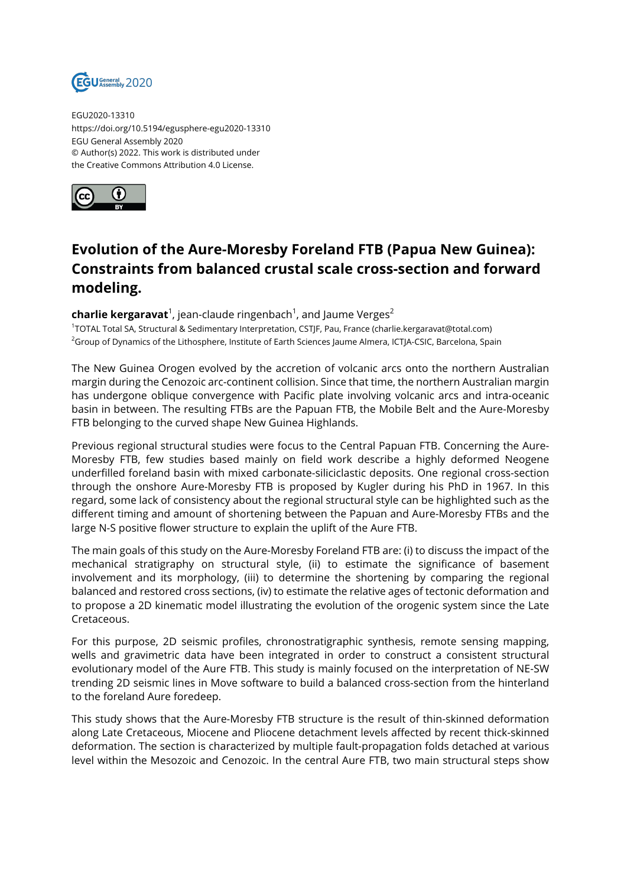EGU2020-13310
https://doi.org/10.5194/egusphere-egu2020-13310
EGU General Assembly 2020
© Author(s) 2022. This work is distributed under
the Creative Commons Attribution 4.0 License.

# Evolution of the Aure-Moresby Foreland FTB (Papua New Guinea): Constraints from balanced crustal scale cross-section and forward modeling.

**charlie kergaravat**[1], jean-claude ringenbach[1], and Jaume Verges[2]

[1]TOTAL Total SA, Structural & Sedimentary Interpretation, CSTJF, Pau, France (charlie.kergaravat@total.com)
[2]Group of Dynamics of the Lithosphere, Institute of Earth Sciences Jaume Almera, ICTJA-CSIC, Barcelona, Spain

The New Guinea Orogen evolved by the accretion of volcanic arcs onto the northern Australian margin during the Cenozoic arc-continent collision. Since that time, the northern Australian margin has undergone oblique convergence with Pacific plate involving volcanic arcs and intra-oceanic basin in between. The resulting FTBs are the Papuan FTB, the Mobile Belt and the Aure-Moresby FTB belonging to the curved shape New Guinea Highlands.

Previous regional structural studies were focus to the Central Papuan FTB. Concerning the Aure-Moresby FTB, few studies based mainly on field work describe a highly deformed Neogene underfilled foreland basin with mixed carbonate-siliciclastic deposits. One regional cross-section through the onshore Aure-Moresby FTB is proposed by Kugler during his PhD in 1967. In this regard, some lack of consistency about the regional structural style can be highlighted such as the different timing and amount of shortening between the Papuan and Aure-Moresby FTBs and the large N-S positive flower structure to explain the uplift of the Aure FTB.

The main goals of this study on the Aure-Moresby Foreland FTB are: (i) to discuss the impact of the mechanical stratigraphy on structural style, (ii) to estimate the significance of basement involvement and its morphology, (iii) to determine the shortening by comparing the regional balanced and restored cross sections, (iv) to estimate the relative ages of tectonic deformation and to propose a 2D kinematic model illustrating the evolution of the orogenic system since the Late Cretaceous.

For this purpose, 2D seismic profiles, chronostratigraphic synthesis, remote sensing mapping, wells and gravimetric data have been integrated in order to construct a consistent structural evolutionary model of the Aure FTB. This study is mainly focused on the interpretation of NE-SW trending 2D seismic lines in Move software to build a balanced cross-section from the hinterland to the foreland Aure foredeep.

This study shows that the Aure-Moresby FTB structure is the result of thin-skinned deformation along Late Cretaceous, Miocene and Pliocene detachment levels affected by recent thick-skinned deformation. The section is characterized by multiple fault-propagation folds detached at various level within the Mesozoic and Cenozoic. In the central Aure FTB, two main structural steps show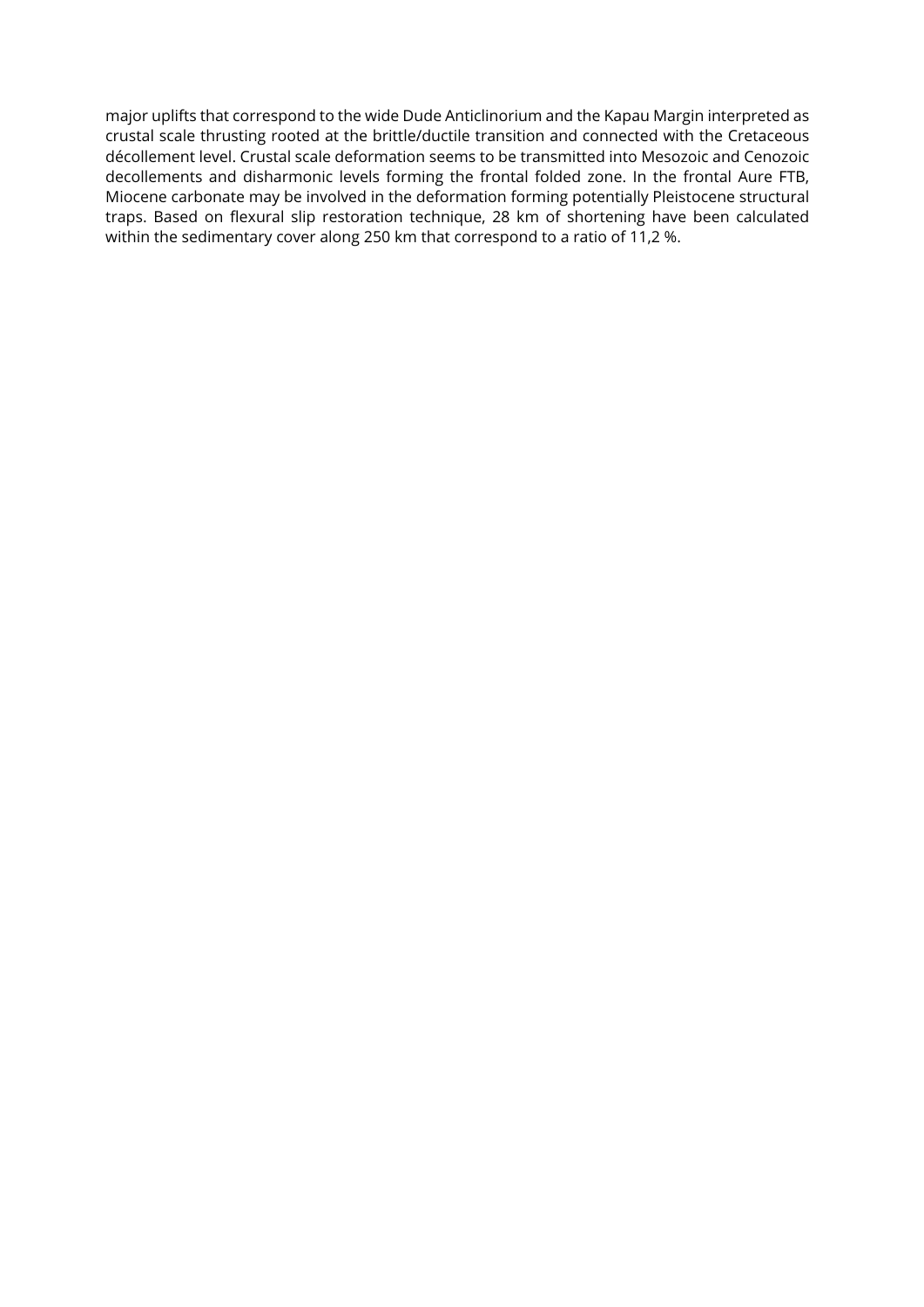major uplifts that correspond to the wide Dude Anticlinorium and the Kapau Margin interpreted as crustal scale thrusting rooted at the brittle/ductile transition and connected with the Cretaceous décollement level. Crustal scale deformation seems to be transmitted into Mesozoic and Cenozoic decollements and disharmonic levels forming the frontal folded zone. In the frontal Aure FTB, Miocene carbonate may be involved in the deformation forming potentially Pleistocene structural traps. Based on flexural slip restoration technique, 28 km of shortening have been calculated within the sedimentary cover along 250 km that correspond to a ratio of 11,2 %.